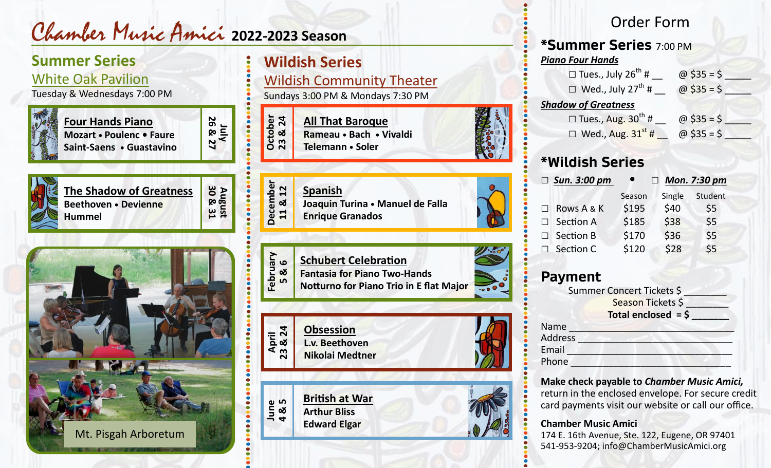# Chamber Music Amici 2022-2023 Season

## Summer Series

White Oak Pavilion

Tuesday & Wednesdays 7:00 PM

**Four Hands Piano** — July 26 & 27

Mozart • Poulenc • Faure
Saint-Saens • Guastavino

**The Shadow of Greatness** — August 30 & 31

Beethoven • Devienne
Hummel

Mt. Pisgah Arboretum

## Wildish Series

Wildish Community Theater

Sundays 3:00 PM & Mondays 7:30 PM

**All That Baroque** — October 23 & 24

Rameau • Bach • Vivaldi
Telemann • Soler

**Spanish** — December 11 & 12

Joaquin Turina • Manuel de Falla
Enrique Granados

**Schubert Celebration** — February 5 & 6

Fantasia for Piano Two-Hands
Notturno for Piano Trio in E flat Major

**Obsession** — April 23 & 24

L.v. Beethoven
Nikolai Medtner

**British at War** — June 4 & 5

Arthur Bliss
Edward Elgar

# Order Form

## *Summer Series 7:00 PM

***Piano Four Hands***

☐ Tues., July 26th # __ @ $35 = $ _____

☐ Wed., July 27th # __ @ $35 = $ _____

***Shadow of Greatness***

☐ Tues., Aug. 30th # __ @ $35 = $ _____

☐ Wed., Aug. 31st # __ @ $35 = $ _____

## *Wildish Series

☐ ***Sun. 3:00 pm*** • ☐ ***Mon. 7:30 pm***

| | Season | Single | Student |
|---|---|---|---|
| ☐ Rows A & K | $195 | $40 | $5 |
| ☐ Section A | $185 | $38 | $5 |
| ☐ Section B | $170 | $36 | $5 |
| ☐ Section C | $120 | $28 | $5 |

## Payment

Summer Concert Tickets $ ________

Season Tickets $ ________

**Total enclosed = $ _______**

Name ______________________________

Address ______________________________

Email ______________________________

Phone ______________________________

**Make check payable to *Chamber Music Amici,*** return in the enclosed envelope. For secure credit card payments visit our website or call our office.

**Chamber Music Amici**
174 E. 16th Avenue, Ste. 122, Eugene, OR 97401
541-953-9204; info@ChamberMusicAmici.org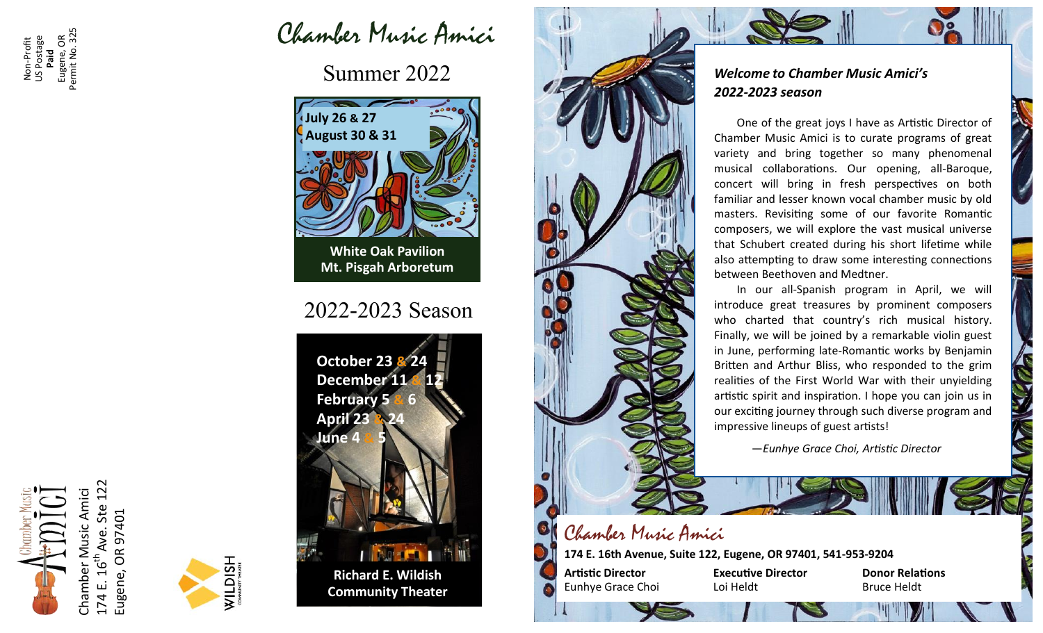Non-Profit
US Postage
**Paid**
Eugene, OR
Permit No. 325

Chamber Music Amici
174 E. 16th Ave. Ste 122
Eugene, OR 97401

WILDISH COMMUNITY THEATER

# Chamber Music Amici

## Summer 2022

**July 26 & 27**
**August 30 & 31**

**White Oak Pavilion**
**Mt. Pisgah Arboretum**

## 2022-2023 Season

**October 23 & 24**
**December 11 & 12**
**February 5 & 6**
**April 23 & 24**
**June 4 & 5**

**Richard E. Wildish Community Theater**

***Welcome to Chamber Music Amici's 2022-2023 season***

One of the great joys I have as Artistic Director of Chamber Music Amici is to curate programs of great variety and bring together so many phenomenal musical collaborations. Our opening, all-Baroque, concert will bring in fresh perspectives on both familiar and lesser known vocal chamber music by old masters. Revisiting some of our favorite Romantic composers, we will explore the vast musical universe that Schubert created during his short lifetime while also attempting to draw some interesting connections between Beethoven and Medtner.

In our all-Spanish program in April, we will introduce great treasures by prominent composers who charted that country's rich musical history. Finally, we will be joined by a remarkable violin guest in June, performing late-Romantic works by Benjamin Britten and Arthur Bliss, who responded to the grim realities of the First World War with their unyielding artistic spirit and inspiration. I hope you can join us in our exciting journey through such diverse program and impressive lineups of guest artists!

*—Eunhye Grace Choi, Artistic Director*

## Chamber Music Amici

**174 E. 16th Avenue, Suite 122, Eugene, OR 97401, 541-953-9204**

**Artistic Director**
Eunhye Grace Choi

**Executive Director**
Loi Heldt

**Donor Relations**
Bruce Heldt